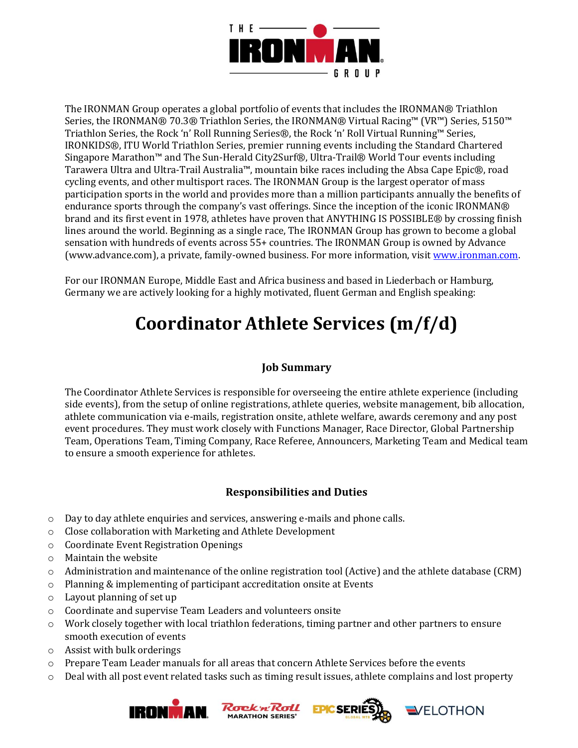The IRONMAN Group operates a global portfolio of events that includes the IRONMAN® Triathlon Series, the IRONMAN® 70.3® Triathlon Series, the IRONMAN® Virtual Racing™ (VR™) Series, 5150™ Triathlon Series, the Rock 'n' Roll Running Series®, the Rock 'n' Roll Virtual Running™ Series, IRONKIDS®, ITU World Triathlon Series, premier running events including the Standard Chartered Singapore Marathon™ and The Sun-Herald City2Surf®, Ultra-Trail® World Tour events including Tarawera Ultra and Ultra-Trail Australia™, mountain bike races including the Absa Cape Epic®, road cycling events, and other multisport races. The IRONMAN Group is the largest operator of mass participation sports in the world and provides more than a million participants annually the benefits of endurance sports through the company's vast offerings. Since the inception of the iconic IRONMAN® brand and its first event in 1978, athletes have proven that ANYTHING IS POSSIBLE® by crossing finish lines around the world. Beginning as a single race, The IRONMAN Group has grown to become a global sensation with hundreds of events across 55+ countries. The IRONMAN Group is owned by Advance (www.advance.com), a private, family-owned business. For more information, visit [www.ironman.com](http://www.ironman.com).

For our IRONMAN Europe, Middle East and Africa business and based in Liederbach or Hamburg, Germany we are actively looking for a highly motivated, fluent German and English speaking:

# Coordinator Athlete Services (m/f/d)

### Job Summary

The Coordinator Athlete Services is responsible for overseeing the entire athlete experience (including side events), from the setup of online registrations, athlete queries, website management, bib allocation, athlete communication via e-mails, registration onsite, athlete welfare, awards ceremony and any post event procedures. They must work closely with Functions Manager, Race Director, Global Partnership Team, Operations Team, Timing Company, Race Referee, Announcers, Marketing Team and Medical team to ensure a smooth experience for athletes.

### Responsibilities and Duties

- Day to day athlete enquiries and services, answering e-mails and phone calls.
- Close collaboration with Marketing and Athlete Development
- Coordinate Event Registration Openings
- Maintain the website
- Administration and maintenance of the online registration tool (Active) and the athlete database (CRM)
- Planning & implementing of participant accreditation onsite at Events
- Layout planning of set up
- Coordinate and supervise Team Leaders and volunteers onsite
- Work closely together with local triathlon federations, timing partner and other partners to ensure smooth execution of events
- Assist with bulk orderings
- Prepare Team Leader manuals for all areas that concern Athlete Services before the events
- Deal with all post event related tasks such as timing result issues, athlete complains and lost property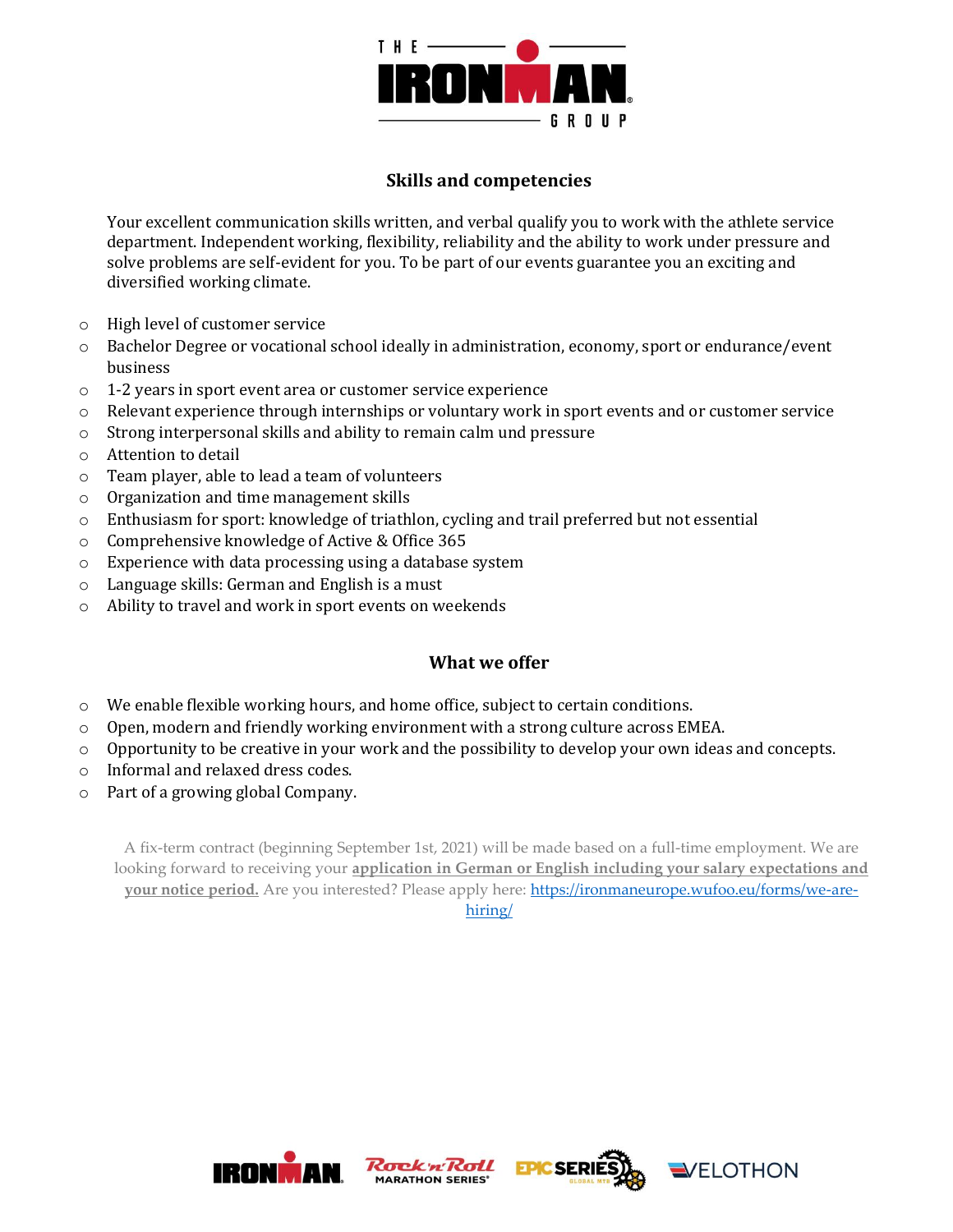## Skills and competencies

Your excellent communication skills written, and verbal qualify you to work with the athlete service department. Independent working, flexibility, reliability and the ability to work under pressure and solve problems are self-evident for you. To be part of our events guarantee you an exciting and diversified working climate.

- High level of customer service
- Bachelor Degree or vocational school ideally in administration, economy, sport or endurance/event business
- 1-2 years in sport event area or customer service experience
- Relevant experience through internships or voluntary work in sport events and or customer service
- Strong interpersonal skills and ability to remain calm und pressure
- Attention to detail
- Team player, able to lead a team of volunteers
- Organization and time management skills
- Enthusiasm for sport: knowledge of triathlon, cycling and trail preferred but not essential
- Comprehensive knowledge of Active & Office 365
- Experience with data processing using a database system
- Language skills: German and English is a must
- Ability to travel and work in sport events on weekends

## What we offer

- We enable flexible working hours, and home office, subject to certain conditions.
- Open, modern and friendly working environment with a strong culture across EMEA.
- Opportunity to be creative in your work and the possibility to develop your own ideas and concepts.
- Informal and relaxed dress codes.
- Part of a growing global Company.

A fix-term contract (beginning September 1st, 2021) will be made based on a full-time employment. We are looking forward to receiving your **application in German or English including your salary expectations and your notice period.** Are you interested? Please apply here: https://ironmaneurope.wufoo.eu/forms/we-are-hiring/